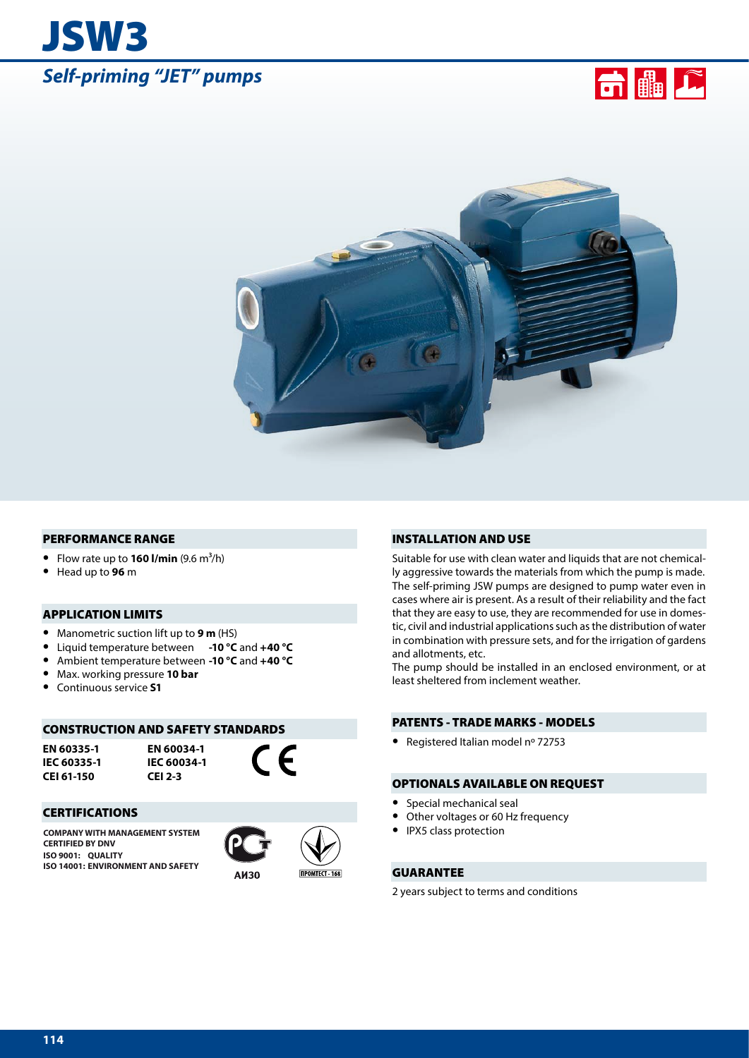# JSW3

## *Self-priming "JET" pumps*

### PERFORMANCE RANGE

- Flow rate up to **160 l/min** (9.6 $m^3/h$)
- Head up to **96** m

### APPLICATION LIMITS

- Manometric suction lift up to **9 m** (HS)
- Liquid temperature between **-10 °C** and **+40 °C**
- Ambient temperature between **-10 °C** and **+40 °C**
- Max. working pressure **10 bar**
- Continuous service **S1**

### CONSTRUCTION AND SAFETY STANDARDS

| | |
|---|---|
| **EN 60335-1** | **EN 60034-1** |
| **IEC 60335-1** | **IEC 60034-1** |
| **CEI 61-150** | **CEI 2-3** |

CE

### CERTIFICATIONS

**COMPANY WITH MANAGEMENT SYSTEM CERTIFIED BY DNV**
**ISO 9001: QUALITY**
**ISO 14001: ENVIRONMENT AND SAFETY**

АИ30

ПРОМТЕСТ - 168

### INSTALLATION AND USE

Suitable for use with clean water and liquids that are not chemically aggressive towards the materials from which the pump is made. The self-priming JSW pumps are designed to pump water even in cases where air is present. As a result of their reliability and the fact that they are easy to use, they are recommended for use in domestic, civil and industrial applications such as the distribution of water in combination with pressure sets, and for the irrigation of gardens and allotments, etc.
The pump should be installed in an enclosed environment, or at least sheltered from inclement weather.

### PATENTS - TRADE MARKS - MODELS

- Registered Italian model nº 72753

### OPTIONALS AVAILABLE ON REQUEST

- Special mechanical seal
- Other voltages or 60 Hz frequency
- IPX5 class protection

### GUARANTEE

2 years subject to terms and conditions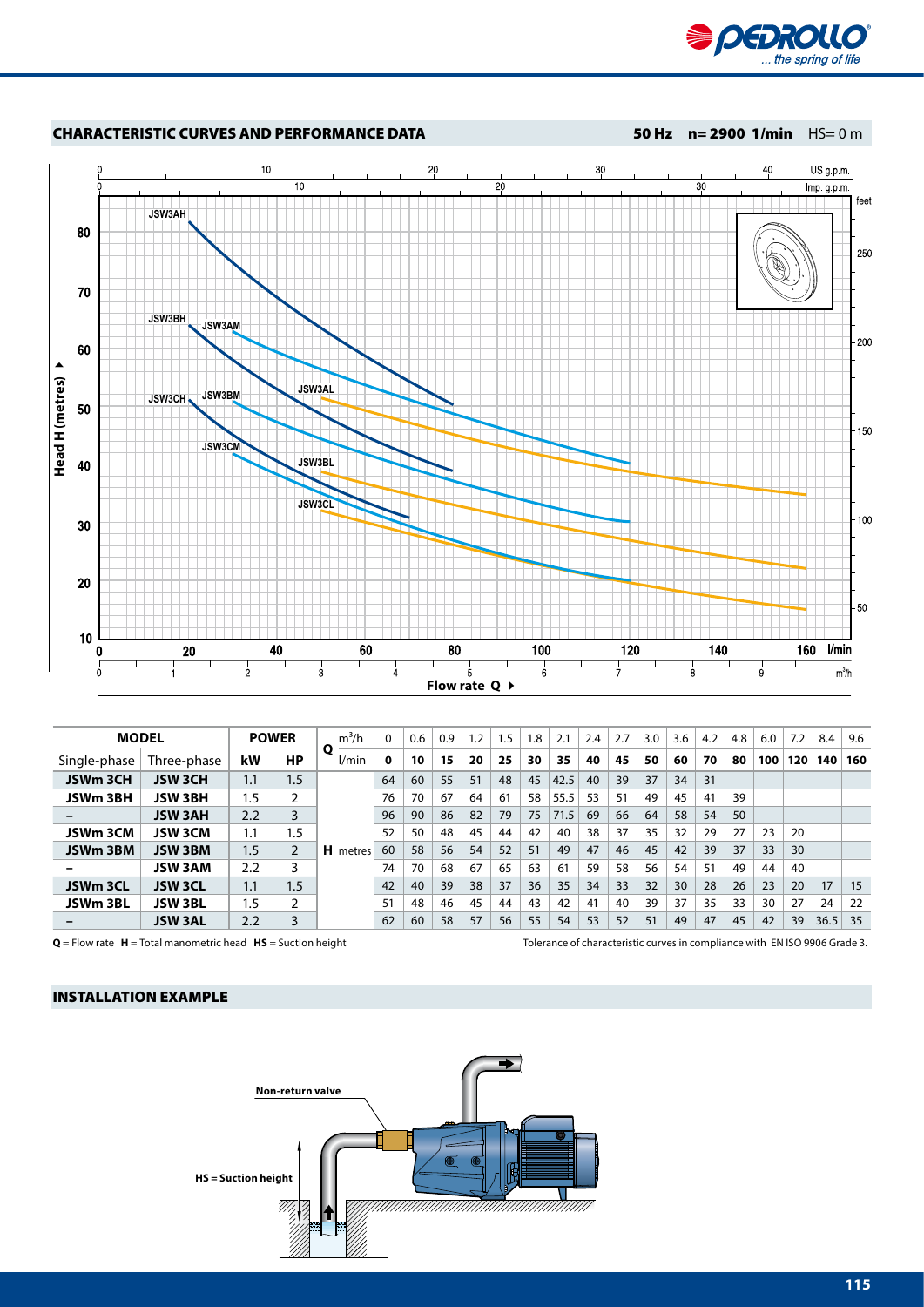## CHARACTERISTIC CURVES AND PERFORMANCE DATA

**50 Hz n= 2900 1/min** HS= 0 m

| MODEL | | POWER | | Q | $m^3/h$ | 0 | 0.6 | 0.9 | 1.2 | 1.5 | 1.8 | 2.1 | 2.4 | 2.7 | 3.0 | 3.6 | 4.2 | 4.8 | 6.0 | 7.2 | 8.4 | 9.6 |
|---|---|---|---|---|---|---|---|---|---|---|---|---|---|---|---|---|---|---|---|---|---|---|
| Single-phase | Three-phase | kW | HP | | l/min | **0** | **10** | **15** | **20** | **25** | **30** | **35** | **40** | **45** | **50** | **60** | **70** | **80** | **100** | **120** | **140** | **160** |
| **JSWm 3CH** | **JSW 3CH** | 1.1 | 1.5 | **H** metres | | 64 | 60 | 55 | 51 | 48 | 45 | 42.5 | 40 | 39 | 37 | 34 | 31 | | | | | |
| **JSWm 3BH** | **JSW 3BH** | 1.5 | 2 | | | 76 | 70 | 67 | 64 | 61 | 58 | 55.5 | 53 | 51 | 49 | 45 | 41 | 39 | | | | |
| **–** | **JSW 3AH** | 2.2 | 3 | | | 96 | 90 | 86 | 82 | 79 | 75 | 71.5 | 69 | 66 | 64 | 58 | 54 | 50 | | | | |
| **JSWm 3CM** | **JSW 3CM** | 1.1 | 1.5 | | | 52 | 50 | 48 | 45 | 44 | 42 | 40 | 38 | 37 | 35 | 32 | 29 | 27 | 23 | 20 | | |
| **JSWm 3BM** | **JSW 3BM** | 1.5 | 2 | | | 60 | 58 | 56 | 54 | 52 | 51 | 49 | 47 | 46 | 45 | 42 | 39 | 37 | 33 | 30 | | |
| **–** | **JSW 3AM** | 2.2 | 3 | | | 74 | 70 | 68 | 67 | 65 | 63 | 61 | 59 | 58 | 56 | 54 | 51 | 49 | 44 | 40 | | |
| **JSWm 3CL** | **JSW 3CL** | 1.1 | 1.5 | | | 42 | 40 | 39 | 38 | 37 | 36 | 35 | 34 | 33 | 32 | 30 | 28 | 26 | 23 | 20 | 17 | 15 |
| **JSWm 3BL** | **JSW 3BL** | 1.5 | 2 | | | 51 | 48 | 46 | 45 | 44 | 43 | 42 | 41 | 40 | 39 | 37 | 35 | 33 | 30 | 27 | 24 | 22 |
| **–** | **JSW 3AL** | 2.2 | 3 | | | 62 | 60 | 58 | 57 | 56 | 55 | 54 | 53 | 52 | 51 | 49 | 47 | 45 | 42 | 39 | 36.5 | 35 |

**Q** = Flow rate **H** = Total manometric head **HS** = Suction height

Tolerance of characteristic curves in compliance with EN ISO 9906 Grade 3.

## INSTALLATION EXAMPLE

Non-return valve

HS = Suction height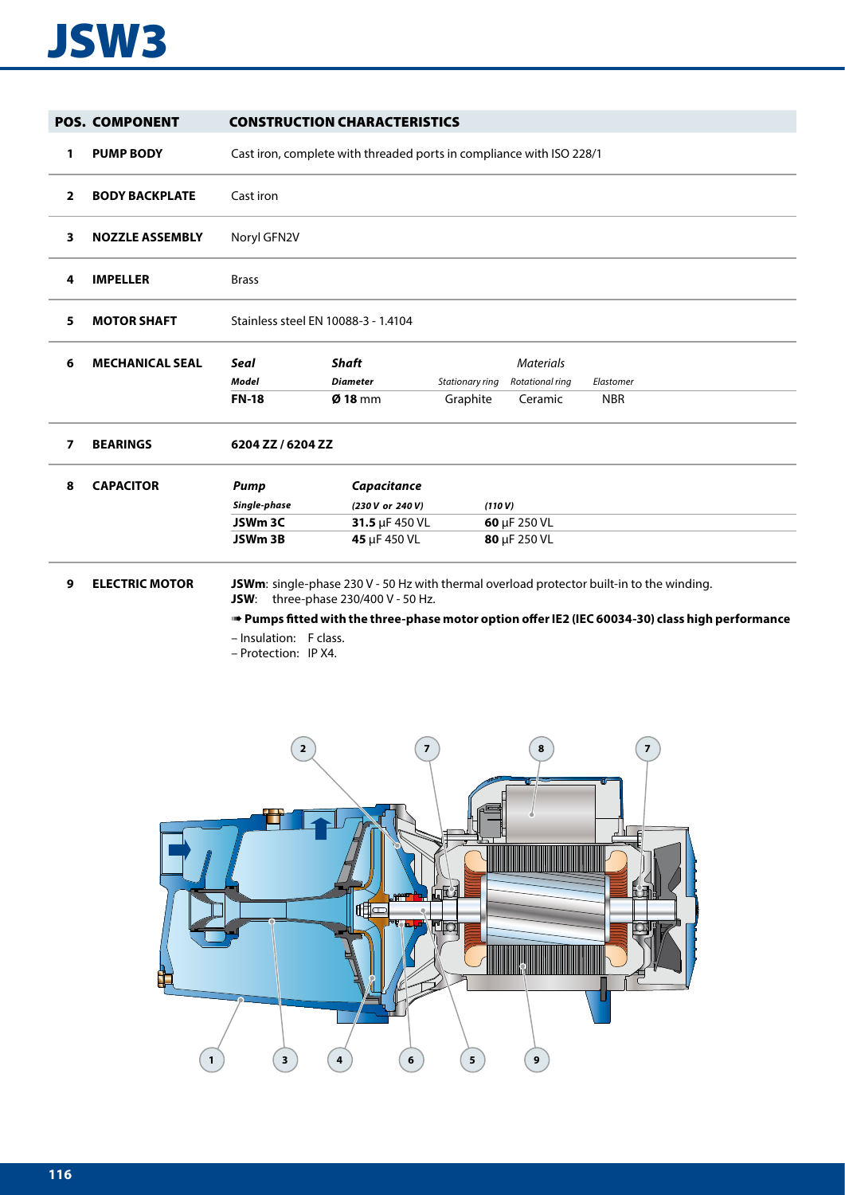# JSW3

| POS. | COMPONENT | CONSTRUCTION CHARACTERISTICS | | | | |
|---|---|---|---|---|---|---|
| 1 | PUMP BODY | Cast iron, complete with threaded ports in compliance with ISO 228/1 | | | | |
| 2 | BODY BACKPLATE | Cast iron | | | | |
| 3 | NOZZLE ASSEMBLY | Noryl GFN2V | | | | |
| 4 | IMPELLER | Brass | | | | |
| 5 | MOTOR SHAFT | Stainless steel EN 10088-3 - 1.4104 | | | | |
| 6 | MECHANICAL SEAL | ***Seal*** | ***Shaft*** | | *Materials* | |
| | | ***Model*** | ***Diameter*** | *Stationary ring* | *Rotational ring* | *Elastomer* |
| | | **FN-18** | **Ø 18** mm | Graphite | Ceramic | NBR |
| 7 | BEARINGS | **6204 ZZ / 6204 ZZ** | | | | |
| 8 | CAPACITOR | ***Pump*** | ***Capacitance*** | | | |
| | | ***Single-phase*** | ***(230 V or 240 V)*** | ***(110 V)*** | | |
| | | **JSWm 3C** | **31.5** µF 450 VL | **60** µF 250 VL | | |
| | | **JSWm 3B** | **45** µF 450 VL | **80** µF 250 VL | | |

**9 ELECTRIC MOTOR**

**JSWm**: single-phase 230 V - 50 Hz with thermal overload protector built-in to the winding.
**JSW**: three-phase 230/400 V - 50 Hz.

➠ **Pumps fitted with the three-phase motor option offer IE2 (IEC 60034-30) class high performance**

– Insulation: F class.
– Protection: IP X4.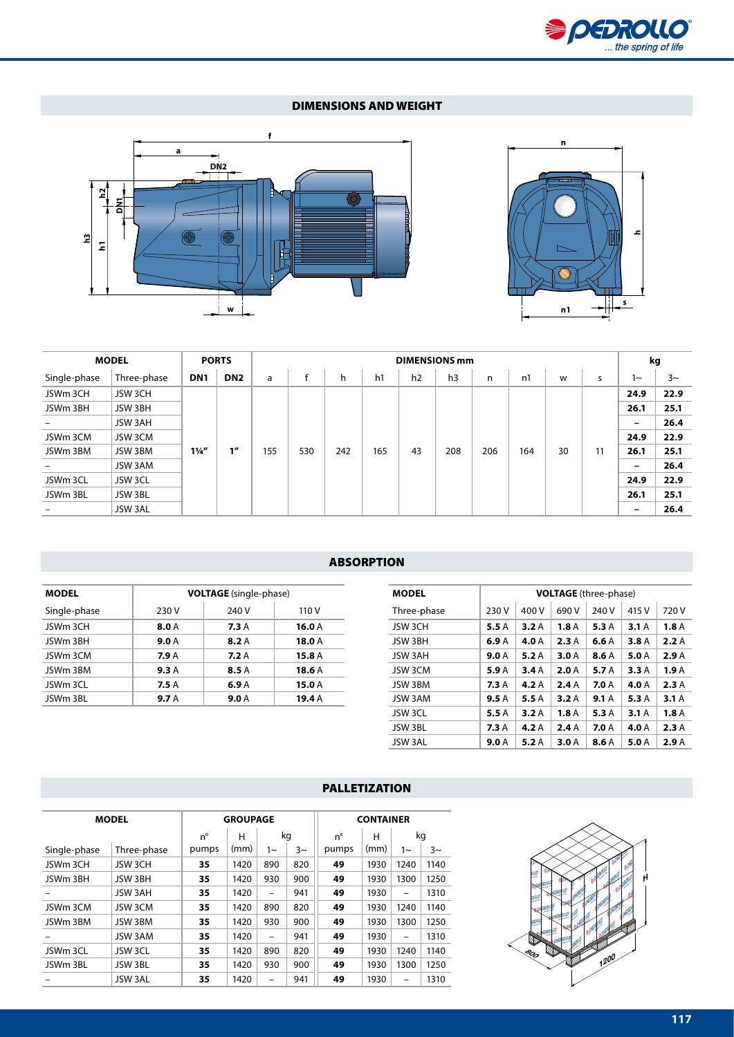## DIMENSIONS AND WEIGHT

| MODEL | | PORTS | | DIMENSIONS mm | | | | | | | | | | kg | |
|---|---|---|---|---|---|---|---|---|---|---|---|---|---|---|---|
| Single-phase | Three-phase | DN1 | DN2 | a | f | h | h1 | h2 | h3 | n | n1 | w | s | 1~ | 3~ |
| JSWm 3CH | JSW 3CH | 1¼" | 1" | 155 | 530 | 242 | 165 | 43 | 208 | 206 | 164 | 30 | 11 | **24.9** | **22.9** |
| JSWm 3BH | JSW 3BH | | | | | | | | | | | | | **26.1** | **25.1** |
| – | JSW 3AH | | | | | | | | | | | | | **–** | **26.4** |
| JSWm 3CM | JSW 3CM | | | | | | | | | | | | | **24.9** | **22.9** |
| JSWm 3BM | JSW 3BM | | | | | | | | | | | | | **26.1** | **25.1** |
| – | JSW 3AM | | | | | | | | | | | | | **–** | **26.4** |
| JSWm 3CL | JSW 3CL | | | | | | | | | | | | | **24.9** | **22.9** |
| JSWm 3BL | JSW 3BL | | | | | | | | | | | | | **26.1** | **25.1** |
| – | JSW 3AL | | | | | | | | | | | | | **–** | **26.4** |

## ABSORPTION

| MODEL | VOLTAGE (single-phase) | | |
|---|---|---|---|
| Single-phase | 230 V | 240 V | 110 V |
| JSWm 3CH | **8.0** A | **7.3** A | **16.0** A |
| JSWm 3BH | **9.0** A | **8.2** A | **18.0** A |
| JSWm 3CM | **7.9** A | **7.2** A | **15.8** A |
| JSWm 3BM | **9.3** A | **8.5** A | **18.6** A |
| JSWm 3CL | **7.5** A | **6.9** A | **15.0** A |
| JSWm 3BL | **9.7** A | **9.0** A | **19.4** A |

| MODEL | VOLTAGE (three-phase) | | | | | |
|---|---|---|---|---|---|---|
| Three-phase | 230 V | 400 V | 690 V | 240 V | 415 V | 720 V |
| JSW 3CH | **5.5** A | **3.2** A | **1.8** A | **5.3** A | **3.1** A | **1.8** A |
| JSW 3BH | **6.9** A | **4.0** A | **2.3** A | **6.6** A | **3.8** A | **2.2** A |
| JSW 3AH | **9.0** A | **5.2** A | **3.0** A | **8.6** A | **5.0** A | **2.9** A |
| JSW 3CM | **5.9** A | **3.4** A | **2.0** A | **5.7** A | **3.3** A | **1.9** A |
| JSW 3BM | **7.3** A | **4.2** A | **2.4** A | **7.0** A | **4.0** A | **2.3** A |
| JSW 3AM | **9.5** A | **5.5** A | **3.2** A | **9.1** A | **5.3** A | **3.1** A |
| JSW 3CL | **5.5** A | **3.2** A | **1.8** A | **5.3** A | **3.1** A | **1.8** A |
| JSW 3BL | **7.3** A | **4.2** A | **2.4** A | **7.0** A | **4.0** A | **2.3** A |
| JSW 3AL | **9.0** A | **5.2** A | **3.0** A | **8.6** A | **5.0** A | **2.9** A |

## PALLETIZATION

| MODEL | | GROUPAGE | | | | CONTAINER | | | |
|---|---|---|---|---|---|---|---|---|---|
| | | n° | H | kg | | n° | H | kg | |
| Single-phase | Three-phase | pumps | (mm) | 1~ | 3~ | pumps | (mm) | 1~ | 3~ |
| JSWm 3CH | JSW 3CH | **35** | 1420 | 890 | 820 | **49** | 1930 | 1240 | 1140 |
| JSWm 3BH | JSW 3BH | **35** | 1420 | 930 | 900 | **49** | 1930 | 1300 | 1250 |
| – | JSW 3AH | **35** | 1420 | – | 941 | **49** | 1930 | – | 1310 |
| JSWm 3CM | JSW 3CM | **35** | 1420 | 890 | 820 | **49** | 1930 | 1240 | 1140 |
| JSWm 3BM | JSW 3BM | **35** | 1420 | 930 | 900 | **49** | 1930 | 1300 | 1250 |
| – | JSW 3AM | **35** | 1420 | – | 941 | **49** | 1930 | – | 1310 |
| JSWm 3CL | JSW 3CL | **35** | 1420 | 890 | 820 | **49** | 1930 | 1240 | 1140 |
| JSWm 3BL | JSW 3BL | **35** | 1420 | 930 | 900 | **49** | 1930 | 1300 | 1250 |
| – | JSW 3AL | **35** | 1420 | – | 941 | **49** | 1930 | – | 1310 |